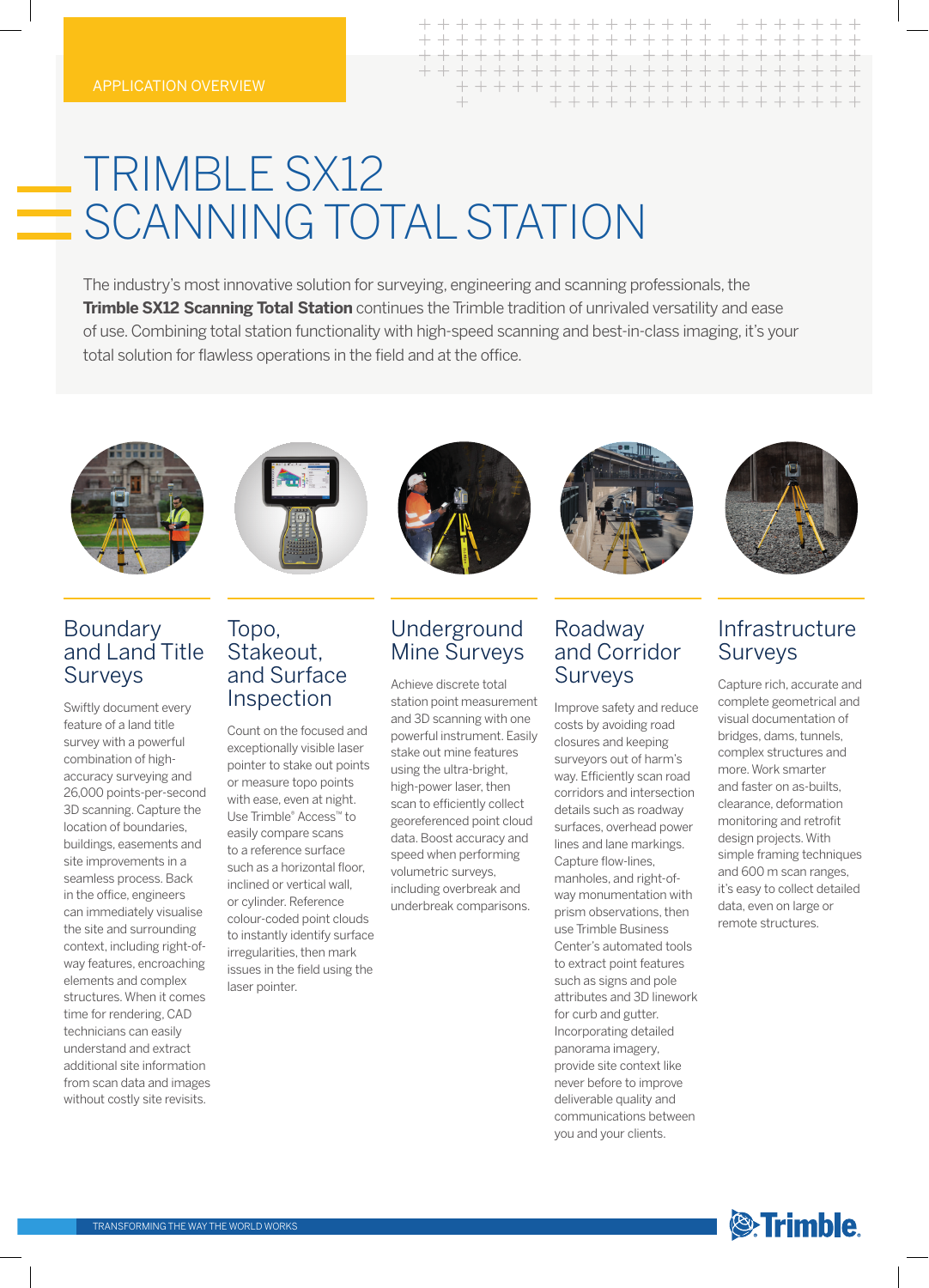APPLICATION OVERVIEW

# TRIMBLE SX12 SCANNING TOTAL STATION

The industry's most innovative solution for surveying, engineering and scanning professionals, the **Trimble SX12 Scanning Total Station** continues the Trimble tradition of unrivaled versatility and ease of use. Combining total station functionality with high-speed scanning and best-in-class imaging, it's your total solution for flawless operations in the field and at the office.

## Boundary and Land Title Surveys

Swiftly document every feature of a land title survey with a powerful combination of high-accuracy surveying and 26,000 points-per-second 3D scanning. Capture the location of boundaries, buildings, easements and site improvements in a seamless process. Back in the office, engineers can immediately visualise the site and surrounding context, including right-of-way features, encroaching elements and complex structures. When it comes time for rendering, CAD technicians can easily understand and extract additional site information from scan data and images without costly site revisits.

## Topo, Stakeout, and Surface Inspection

Count on the focused and exceptionally visible laser pointer to stake out points or measure topo points with ease, even at night. Use Trimble® Access™ to easily compare scans to a reference surface such as a horizontal floor, inclined or vertical wall, or cylinder. Reference colour-coded point clouds to instantly identify surface irregularities, then mark issues in the field using the laser pointer.

## Underground Mine Surveys

Achieve discrete total station point measurement and 3D scanning with one powerful instrument. Easily stake out mine features using the ultra-bright, high-power laser, then scan to efficiently collect georeferenced point cloud data. Boost accuracy and speed when performing volumetric surveys, including overbreak and underbreak comparisons.

## Roadway and Corridor Surveys

Improve safety and reduce costs by avoiding road closures and keeping surveyors out of harm's way. Efficiently scan road corridors and intersection details such as roadway surfaces, overhead power lines and lane markings. Capture flow-lines, manholes, and right-of-way monumentation with prism observations, then use Trimble Business Center's automated tools to extract point features such as signs and pole attributes and 3D linework for curb and gutter. Incorporating detailed panorama imagery, provide site context like never before to improve deliverable quality and communications between you and your clients.

## Infrastructure Surveys

Capture rich, accurate and complete geometrical and visual documentation of bridges, dams, tunnels, complex structures and more. Work smarter and faster on as-builts, clearance, deformation monitoring and retrofit design projects. With simple framing techniques and 600 m scan ranges, it's easy to collect detailed data, even on large or remote structures.

TRANSFORMING THE WAY THE WORLD WORKS

Trimble.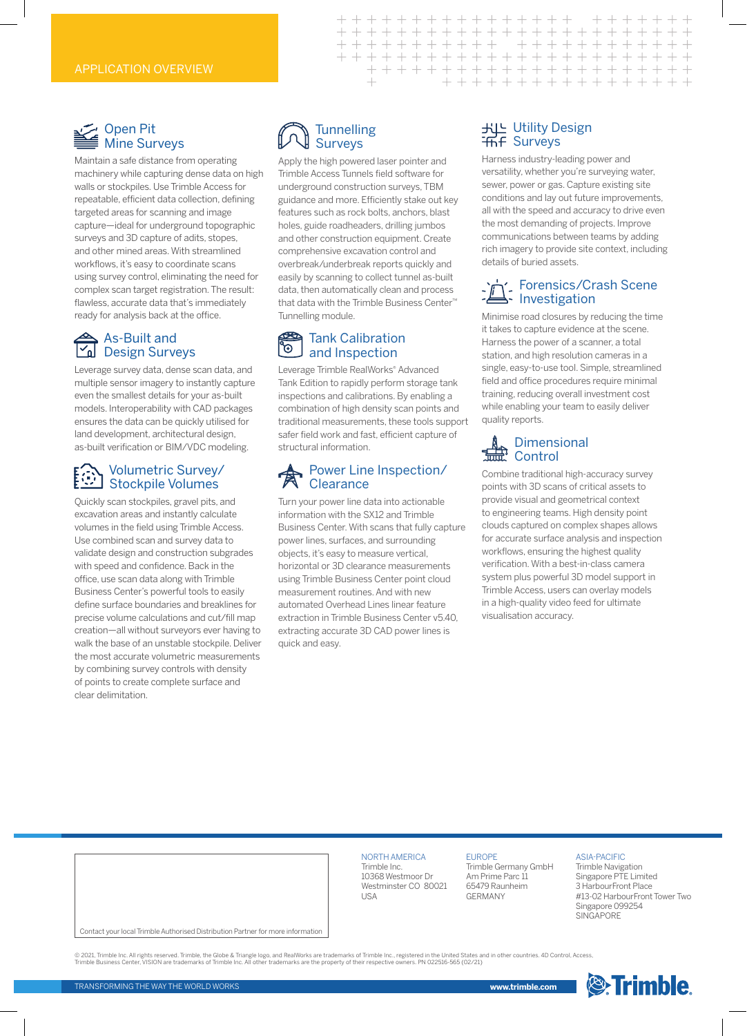APPLICATION OVERVIEW

## Open Pit Mine Surveys

Maintain a safe distance from operating machinery while capturing dense data on high walls or stockpiles. Use Trimble Access for repeatable, efficient data collection, defining targeted areas for scanning and image capture—ideal for underground topographic surveys and 3D capture of adits, stopes, and other mined areas. With streamlined workflows, it's easy to coordinate scans using survey control, eliminating the need for complex scan target registration. The result: flawless, accurate data that's immediately ready for analysis back at the office.

## As-Built and Design Surveys

Leverage survey data, dense scan data, and multiple sensor imagery to instantly capture even the smallest details for your as-built models. Interoperability with CAD packages ensures the data can be quickly utilised for land development, architectural design, as-built verification or BIM/VDC modeling.

## Volumetric Survey/ Stockpile Volumes

Quickly scan stockpiles, gravel pits, and excavation areas and instantly calculate volumes in the field using Trimble Access. Use combined scan and survey data to validate design and construction subgrades with speed and confidence. Back in the office, use scan data along with Trimble Business Center's powerful tools to easily define surface boundaries and breaklines for precise volume calculations and cut/fill map creation—all without surveyors ever having to walk the base of an unstable stockpile. Deliver the most accurate volumetric measurements by combining survey controls with density of points to create complete surface and clear delimitation.

## Tunnelling Surveys

Apply the high powered laser pointer and Trimble Access Tunnels field software for underground construction surveys, TBM guidance and more. Efficiently stake out key features such as rock bolts, anchors, blast holes, guide roadheaders, drilling jumbos and other construction equipment. Create comprehensive excavation control and overbreak/underbreak reports quickly and easily by scanning to collect tunnel as-built data, then automatically clean and process that data with the Trimble Business Center™ Tunnelling module.

## Tank Calibration and Inspection

Leverage Trimble RealWorks® Advanced Tank Edition to rapidly perform storage tank inspections and calibrations. By enabling a combination of high density scan points and traditional measurements, these tools support safer field work and fast, efficient capture of structural information.

## Power Line Inspection/ Clearance

Turn your power line data into actionable information with the SX12 and Trimble Business Center. With scans that fully capture power lines, surfaces, and surrounding objects, it's easy to measure vertical, horizontal or 3D clearance measurements using Trimble Business Center point cloud measurement routines. And with new automated Overhead Lines linear feature extraction in Trimble Business Center v5.40, extracting accurate 3D CAD power lines is quick and easy.

## Utility Design Surveys

Harness industry-leading power and versatility, whether you're surveying water, sewer, power or gas. Capture existing site conditions and lay out future improvements, all with the speed and accuracy to drive even the most demanding of projects. Improve communications between teams by adding rich imagery to provide site context, including details of buried assets.

## Forensics/Crash Scene Investigation

Minimise road closures by reducing the time it takes to capture evidence at the scene. Harness the power of a scanner, a total station, and high resolution cameras in a single, easy-to-use tool. Simple, streamlined field and office procedures require minimal training, reducing overall investment cost while enabling your team to easily deliver quality reports.

## Dimensional Control

Combine traditional high-accuracy survey points with 3D scans of critical assets to provide visual and geometrical context to engineering teams. High density point clouds captured on complex shapes allows for accurate surface analysis and inspection workflows, ensuring the highest quality verification. With a best-in-class camera system plus powerful 3D model support in Trimble Access, users can overlay models in a high-quality video feed for ultimate visualisation accuracy.

Contact your local Trimble Authorised Distribution Partner for more information

NORTH AMERICA
Trimble Inc.
10368 Westmoor Dr
Westminster CO 80021
USA

EUROPE
Trimble Germany GmbH
Am Prime Parc 11
65479 Raunheim
GERMANY

ASIA-PACIFIC
Trimble Navigation
Singapore PTE Limited
3 HarbourFront Place
#13-02 HarbourFront Tower Two
Singapore 099254
SINGAPORE

© 2021, Trimble Inc. All rights reserved. Trimble, the Globe & Triangle logo, and RealWorks are trademarks of Trimble Inc., registered in the United States and in other countries. 4D Control, Access, Trimble Business Center, VISION are trademarks of Trimble Inc. All other trademarks are the property of their respective owners. PN 022516-565 (02/21)

TRANSFORMING THE WAY THE WORLD WORKS

www.trimble.com